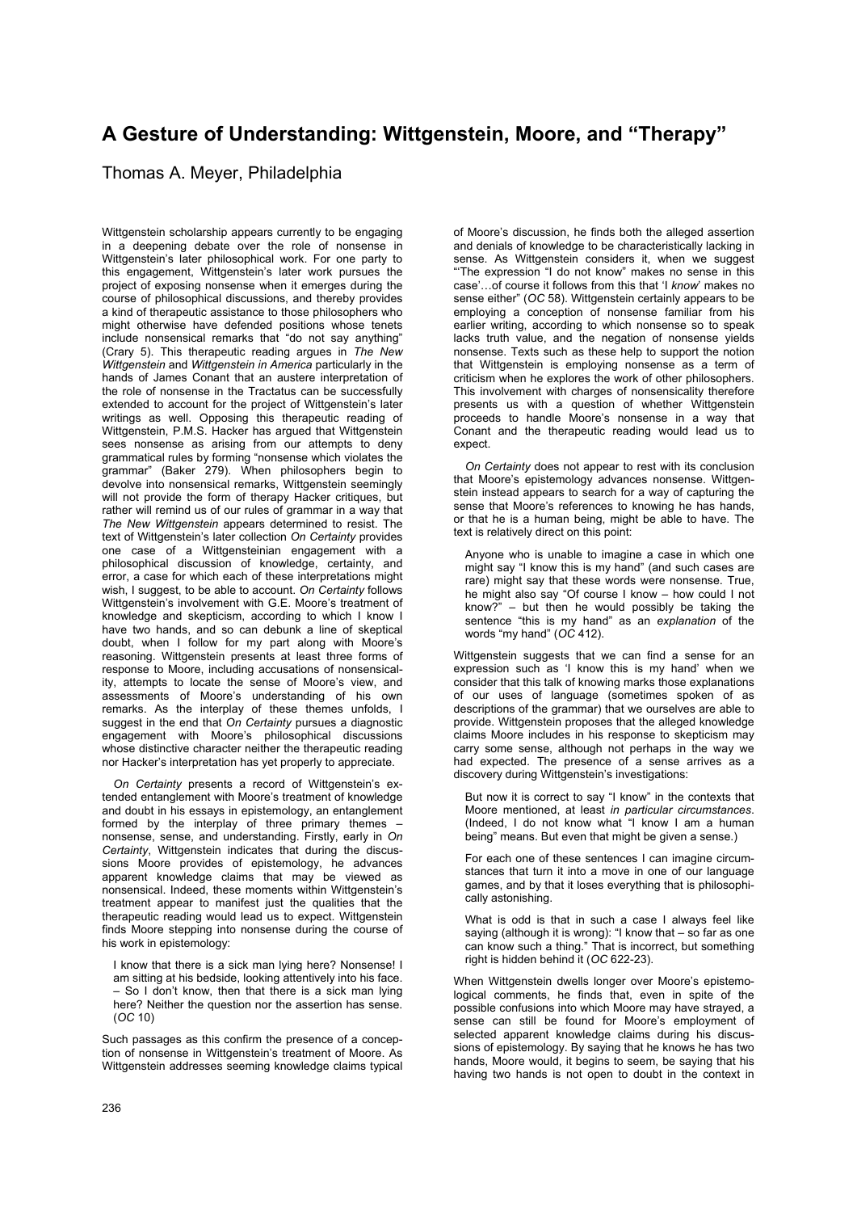# A Gesture of Understanding: Wittgenstein, Moore, and "Therapy"

Thomas A. Meyer, Philadelphia

Wittgenstein scholarship appears currently to be engaging in a deepening debate over the role of nonsense in Wittgenstein's later philosophical work. For one party to this engagement, Wittgenstein's later work pursues the project of exposing nonsense when it emerges during the course of philosophical discussions, and thereby provides a kind of therapeutic assistance to those philosophers who might otherwise have defended positions whose tenets include nonsensical remarks that "do not say anything" (Crary 5). This therapeutic reading argues in *The New Wittgenstein* and *Wittgenstein in America* particularly in the hands of James Conant that an austere interpretation of the role of nonsense in the Tractatus can be successfully extended to account for the project of Wittgenstein's later writings as well. Opposing this therapeutic reading of Wittgenstein, P.M.S. Hacker has argued that Wittgenstein sees nonsense as arising from our attempts to deny grammatical rules by forming "nonsense which violates the grammar" (Baker 279). When philosophers begin to devolve into nonsensical remarks, Wittgenstein seemingly will not provide the form of therapy Hacker critiques, but rather will remind us of our rules of grammar in a way that *The New Wittgenstein* appears determined to resist. The text of Wittgenstein's later collection *On Certainty* provides one case of a Wittgensteinian engagement with a philosophical discussion of knowledge, certainty, and error, a case for which each of these interpretations might wish, I suggest, to be able to account. *On Certainty* follows Wittgenstein's involvement with G.E. Moore's treatment of knowledge and skepticism, according to which I know I have two hands, and so can debunk a line of skeptical doubt, when I follow for my part along with Moore's reasoning. Wittgenstein presents at least three forms of response to Moore, including accusations of nonsensicality, attempts to locate the sense of Moore's view, and assessments of Moore's understanding of his own remarks. As the interplay of these themes unfolds, I suggest in the end that *On Certainty* pursues a diagnostic engagement with Moore's philosophical discussions whose distinctive character neither the therapeutic reading nor Hacker's interpretation has yet properly to appreciate.

*On Certainty* presents a record of Wittgenstein's extended entanglement with Moore's treatment of knowledge and doubt in his essays in epistemology, an entanglement formed by the interplay of three primary themes – nonsense, sense, and understanding. Firstly, early in *On Certainty*, Wittgenstein indicates that during the discussions Moore provides of epistemology, he advances apparent knowledge claims that may be viewed as nonsensical. Indeed, these moments within Wittgenstein's treatment appear to manifest just the qualities that the therapeutic reading would lead us to expect. Wittgenstein finds Moore stepping into nonsense during the course of his work in epistemology:

> I know that there is a sick man lying here? Nonsense! I am sitting at his bedside, looking attentively into his face. – So I don't know, then that there is a sick man lying here? Neither the question nor the assertion has sense. (*OC* 10)

Such passages as this confirm the presence of a conception of nonsense in Wittgenstein's treatment of Moore. As Wittgenstein addresses seeming knowledge claims typical of Moore's discussion, he finds both the alleged assertion and denials of knowledge to be characteristically lacking in sense. As Wittgenstein considers it, when we suggest "'The expression "I do not know" makes no sense in this case'…of course it follows from this that 'I *know*' makes no sense either" (*OC* 58). Wittgenstein certainly appears to be employing a conception of nonsense familiar from his earlier writing, according to which nonsense so to speak lacks truth value, and the negation of nonsense yields nonsense. Texts such as these help to support the notion that Wittgenstein is employing nonsense as a term of criticism when he explores the work of other philosophers. This involvement with charges of nonsensicality therefore presents us with a question of whether Wittgenstein proceeds to handle Moore's nonsense in a way that Conant and the therapeutic reading would lead us to expect.

*On Certainty* does not appear to rest with its conclusion that Moore's epistemology advances nonsense. Wittgenstein instead appears to search for a way of capturing the sense that Moore's references to knowing he has hands, or that he is a human being, might be able to have. The text is relatively direct on this point:

> Anyone who is unable to imagine a case in which one might say "I know this is my hand" (and such cases are rare) might say that these words were nonsense. True, he might also say "Of course I know – how could I not know?" – but then he would possibly be taking the sentence "this is my hand" as an *explanation* of the words "my hand" (*OC* 412).

Wittgenstein suggests that we can find a sense for an expression such as 'I know this is my hand' when we consider that this talk of knowing marks those explanations of our uses of language (sometimes spoken of as descriptions of the grammar) that we ourselves are able to provide. Wittgenstein proposes that the alleged knowledge claims Moore includes in his response to skepticism may carry some sense, although not perhaps in the way we had expected. The presence of a sense arrives as a discovery during Wittgenstein's investigations:

> But now it is correct to say "I know" in the contexts that Moore mentioned, at least *in particular circumstances*. (Indeed, I do not know what "I know I am a human being" means. But even that might be given a sense.)
>
> For each one of these sentences I can imagine circumstances that turn it into a move in one of our language games, and by that it loses everything that is philosophically astonishing.
>
> What is odd is that in such a case I always feel like saying (although it is wrong): "I know that – so far as one can know such a thing." That is incorrect, but something right is hidden behind it (*OC* 622-23).

When Wittgenstein dwells longer over Moore's epistemological comments, he finds that, even in spite of the possible confusions into which Moore may have strayed, a sense can still be found for Moore's employment of selected apparent knowledge claims during his discussions of epistemology. By saying that he knows he has two hands, Moore would, it begins to seem, be saying that his having two hands is not open to doubt in the context in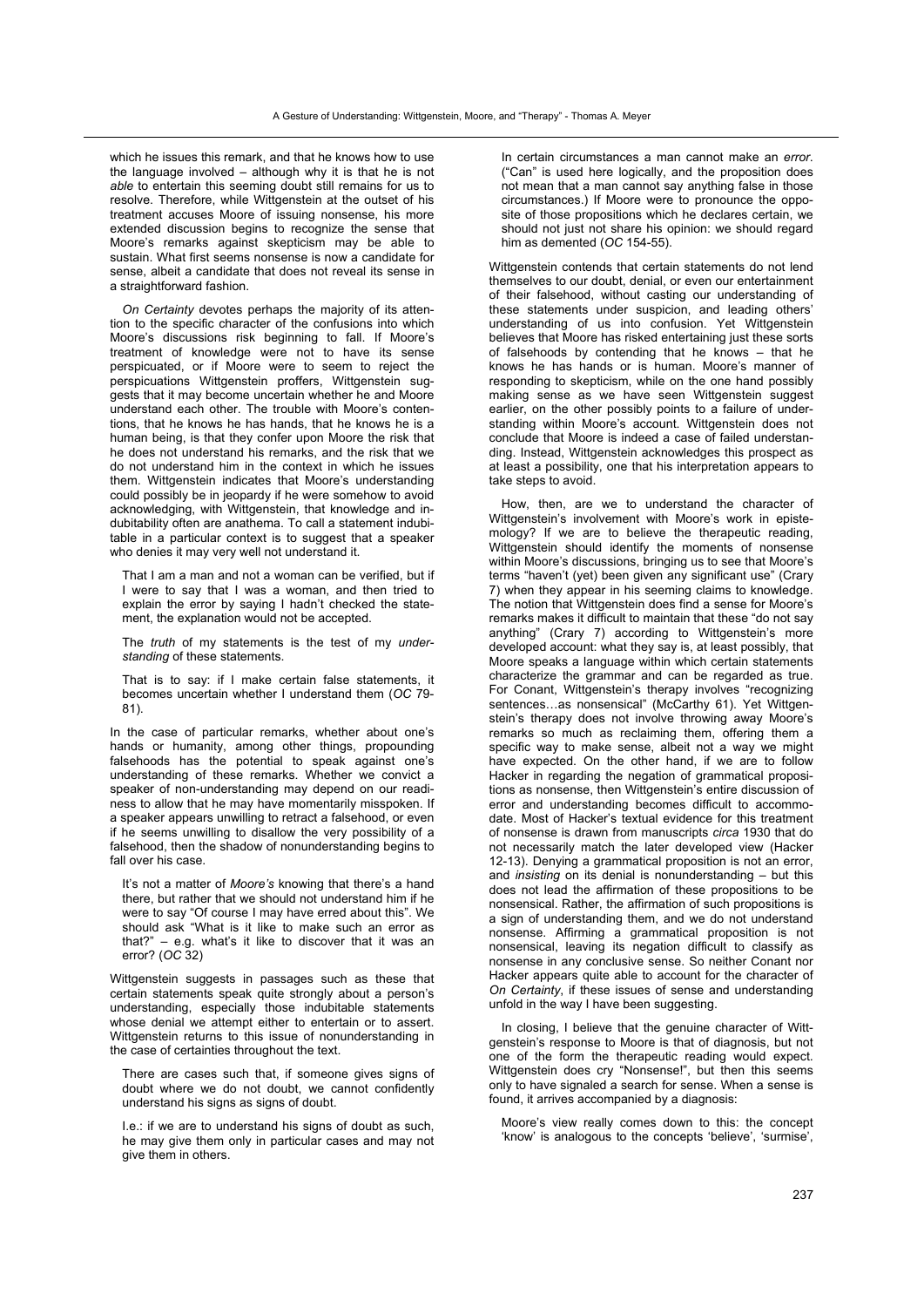which he issues this remark, and that he knows how to use the language involved – although why it is that he is not *able* to entertain this seeming doubt still remains for us to resolve. Therefore, while Wittgenstein at the outset of his treatment accuses Moore of issuing nonsense, his more extended discussion begins to recognize the sense that Moore's remarks against skepticism may be able to sustain. What first seems nonsense is now a candidate for sense, albeit a candidate that does not reveal its sense in a straightforward fashion.

*On Certainty* devotes perhaps the majority of its attention to the specific character of the confusions into which Moore's discussions risk beginning to fall. If Moore's treatment of knowledge were not to have its sense perspicuated, or if Moore were to seem to reject the perspicuations Wittgenstein proffers, Wittgenstein suggests that it may become uncertain whether he and Moore understand each other. The trouble with Moore's contentions, that he knows he has hands, that he knows he is a human being, is that they confer upon Moore the risk that he does not understand his remarks, and the risk that we do not understand him in the context in which he issues them. Wittgenstein indicates that Moore's understanding could possibly be in jeopardy if he were somehow to avoid acknowledging, with Wittgenstein, that knowledge and indubitability often are anathema. To call a statement indubitable in a particular context is to suggest that a speaker who denies it may very well not understand it.

> That I am a man and not a woman can be verified, but if I were to say that I was a woman, and then tried to explain the error by saying I hadn't checked the statement, the explanation would not be accepted.
>
> The *truth* of my statements is the test of my *understanding* of these statements.
>
> That is to say: if I make certain false statements, it becomes uncertain whether I understand them (*OC* 79-81).

In the case of particular remarks, whether about one's hands or humanity, among other things, propounding falsehoods has the potential to speak against one's understanding of these remarks. Whether we convict a speaker of non-understanding may depend on our readiness to allow that he may have momentarily misspoken. If a speaker appears unwilling to retract a falsehood, or even if he seems unwilling to disallow the very possibility of a falsehood, then the shadow of nonunderstanding begins to fall over his case.

> It's not a matter of *Moore's* knowing that there's a hand there, but rather that we should not understand him if he were to say "Of course I may have erred about this". We should ask "What is it like to make such an error as that?" – e.g. what's it like to discover that it was an error? (*OC* 32)

Wittgenstein suggests in passages such as these that certain statements speak quite strongly about a person's understanding, especially those indubitable statements whose denial we attempt either to entertain or to assert. Wittgenstein returns to this issue of nonunderstanding in the case of certainties throughout the text.

> There are cases such that, if someone gives signs of doubt where we do not doubt, we cannot confidently understand his signs as signs of doubt.
>
> I.e.: if we are to understand his signs of doubt as such, he may give them only in particular cases and may not give them in others.
>
> In certain circumstances a man cannot make an *error*. ("Can" is used here logically, and the proposition does not mean that a man cannot say anything false in those circumstances.) If Moore were to pronounce the opposite of those propositions which he declares certain, we should not just not share his opinion: we should regard him as demented (*OC* 154-55).

Wittgenstein contends that certain statements do not lend themselves to our doubt, denial, or even our entertainment of their falsehood, without casting our understanding of these statements under suspicion, and leading others' understanding of us into confusion. Yet Wittgenstein believes that Moore has risked entertaining just these sorts of falsehoods by contending that he knows – that he knows he has hands or is human. Moore's manner of responding to skepticism, while on the one hand possibly making sense as we have seen Wittgenstein suggest earlier, on the other possibly points to a failure of understanding within Moore's account. Wittgenstein does not conclude that Moore is indeed a case of failed understanding. Instead, Wittgenstein acknowledges this prospect as at least a possibility, one that his interpretation appears to take steps to avoid.

How, then, are we to understand the character of Wittgenstein's involvement with Moore's work in epistemology? If we are to believe the therapeutic reading, Wittgenstein should identify the moments of nonsense within Moore's discussions, bringing us to see that Moore's terms "haven't (yet) been given any significant use" (Crary 7) when they appear in his seeming claims to knowledge. The notion that Wittgenstein does find a sense for Moore's remarks makes it difficult to maintain that these "do not say anything" (Crary 7) according to Wittgenstein's more developed account: what they say is, at least possibly, that Moore speaks a language within which certain statements characterize the grammar and can be regarded as true. For Conant, Wittgenstein's therapy involves "recognizing sentences…as nonsensical" (McCarthy 61). Yet Wittgenstein's therapy does not involve throwing away Moore's remarks so much as reclaiming them, offering them a specific way to make sense, albeit not a way we might have expected. On the other hand, if we are to follow Hacker in regarding the negation of grammatical propositions as nonsense, then Wittgenstein's entire discussion of error and understanding becomes difficult to accommodate. Most of Hacker's textual evidence for this treatment of nonsense is drawn from manuscripts *circa* 1930 that do not necessarily match the later developed view (Hacker 12-13). Denying a grammatical proposition is not an error, and *insisting* on its denial is nonunderstanding – but this does not lead the affirmation of these propositions to be nonsensical. Rather, the affirmation of such propositions is a sign of understanding them, and we do not understand nonsense. Affirming a grammatical proposition is not nonsensical, leaving its negation difficult to classify as nonsense in any conclusive sense. So neither Conant nor Hacker appears quite able to account for the character of *On Certainty*, if these issues of sense and understanding unfold in the way I have been suggesting.

In closing, I believe that the genuine character of Wittgenstein's response to Moore is that of diagnosis, but not one of the form the therapeutic reading would expect. Wittgenstein does cry "Nonsense!", but then this seems only to have signaled a search for sense. When a sense is found, it arrives accompanied by a diagnosis:

> Moore's view really comes down to this: the concept 'know' is analogous to the concepts 'believe', 'surmise',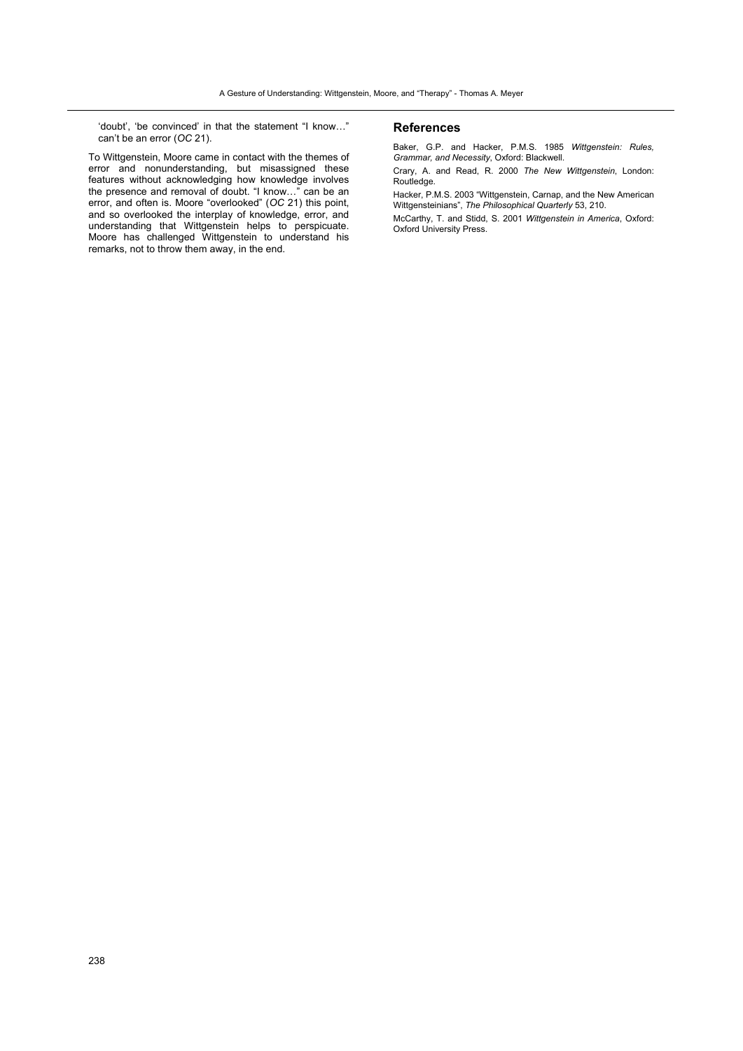'doubt', 'be convinced' in that the statement "I know…" can't be an error (*OC* 21).

To Wittgenstein, Moore came in contact with the themes of error and nonunderstanding, but misassigned these features without acknowledging how knowledge involves the presence and removal of doubt. "I know…" can be an error, and often is. Moore "overlooked" (*OC* 21) this point, and so overlooked the interplay of knowledge, error, and understanding that Wittgenstein helps to perspicuate. Moore has challenged Wittgenstein to understand his remarks, not to throw them away, in the end.

## References

Baker, G.P. and Hacker, P.M.S. 1985 *Wittgenstein: Rules, Grammar, and Necessity*, Oxford: Blackwell.

Crary, A. and Read, R. 2000 *The New Wittgenstein*, London: Routledge.

Hacker, P.M.S. 2003 "Wittgenstein, Carnap, and the New American Wittgensteinians", *The Philosophical Quarterly* 53, 210.

McCarthy, T. and Stidd, S. 2001 *Wittgenstein in America*, Oxford: Oxford University Press.